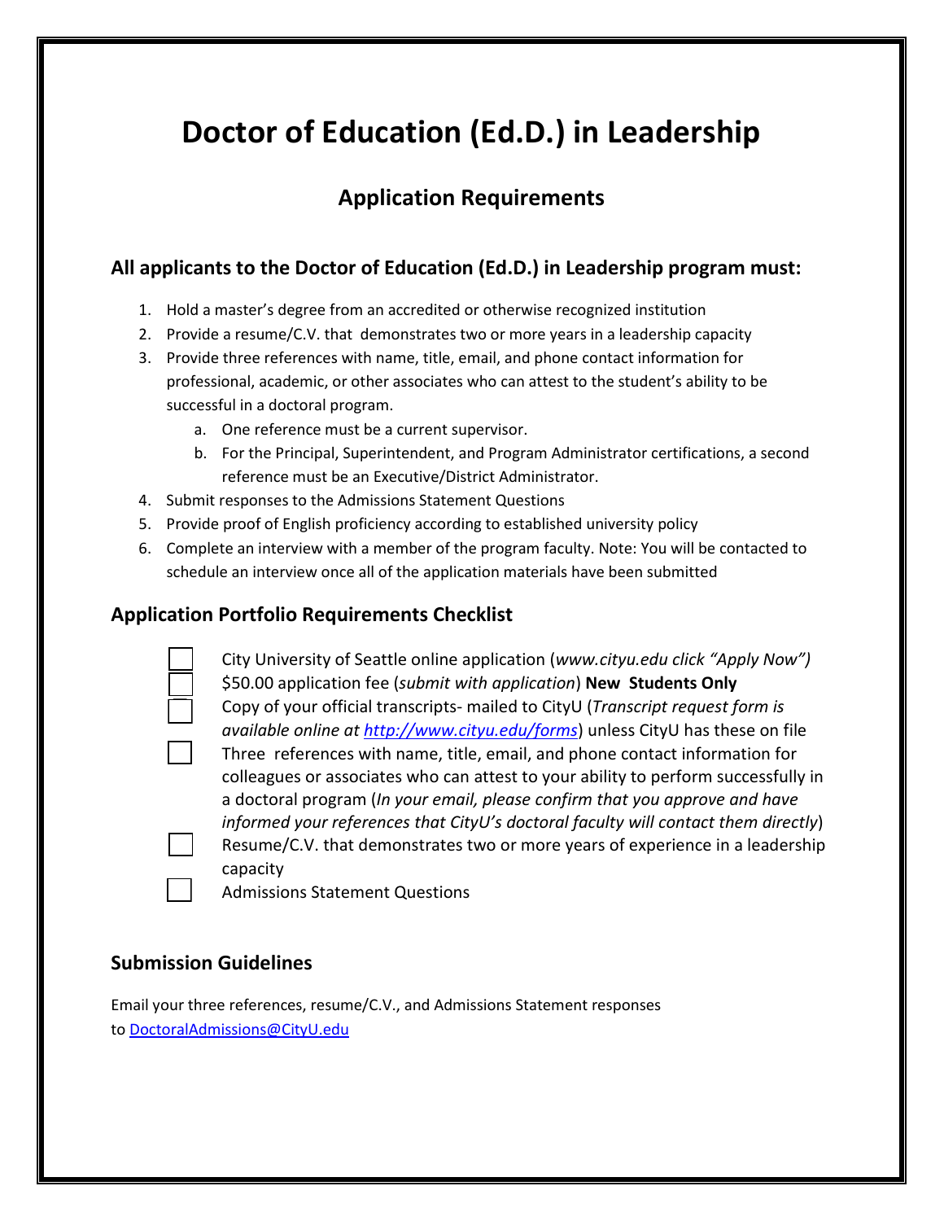# Doctor of Education (Ed.D.) in Leadership

## Application Requirements

### All applicants to the Doctor of Education (Ed.D.) in Leadership program must:

1. Hold a master's degree from an accredited or otherwise recognized institution
2. Provide a resume/C.V. that demonstrates two or more years in a leadership capacity
3. Provide three references with name, title, email, and phone contact information for professional, academic, or other associates who can attest to the student's ability to be successful in a doctoral program.
   a. One reference must be a current supervisor.
   b. For the Principal, Superintendent, and Program Administrator certifications, a second reference must be an Executive/District Administrator.
4. Submit responses to the Admissions Statement Questions
5. Provide proof of English proficiency according to established university policy
6. Complete an interview with a member of the program faculty. Note: You will be contacted to schedule an interview once all of the application materials have been submitted

### Application Portfolio Requirements Checklist

- ☐ City University of Seattle online application (*www.cityu.edu click "Apply Now")*
- ☐ $50.00 application fee (*submit with application*) **New Students Only**
- ☐ Copy of your official transcripts- mailed to CityU (*Transcript request form is available online at [http://www.cityu.edu/forms](http://www.cityu.edu/forms)*) unless CityU has these on file
- ☐ Three references with name, title, email, and phone contact information for colleagues or associates who can attest to your ability to perform successfully in a doctoral program (*In your email, please confirm that you approve and have informed your references that CityU's doctoral faculty will contact them directly*)
- ☐ Resume/C.V. that demonstrates two or more years of experience in a leadership capacity
- ☐ Admissions Statement Questions

### Submission Guidelines

Email your three references, resume/C.V., and Admissions Statement responses to [DoctoralAdmissions@CityU.edu](mailto:DoctoralAdmissions@CityU.edu)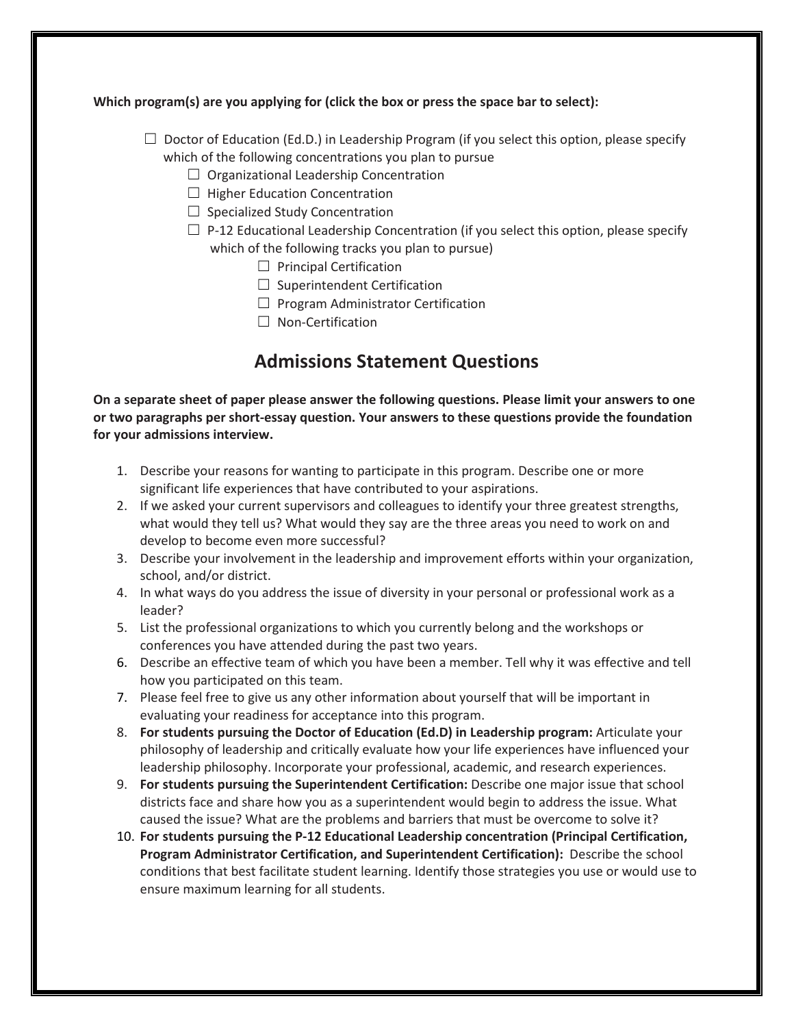**Which program(s) are you applying for (click the box or press the space bar to select):**

- ☐ Doctor of Education (Ed.D.) in Leadership Program (if you select this option, please specify which of the following concentrations you plan to pursue
  - ☐ Organizational Leadership Concentration
  - ☐ Higher Education Concentration
  - ☐ Specialized Study Concentration
  - ☐ P-12 Educational Leadership Concentration (if you select this option, please specify which of the following tracks you plan to pursue)
    - ☐ Principal Certification
    - ☐ Superintendent Certification
    - ☐ Program Administrator Certification
    - ☐ Non-Certification

## Admissions Statement Questions

**On a separate sheet of paper please answer the following questions. Please limit your answers to one or two paragraphs per short-essay question. Your answers to these questions provide the foundation for your admissions interview.**

1. Describe your reasons for wanting to participate in this program. Describe one or more significant life experiences that have contributed to your aspirations.
2. If we asked your current supervisors and colleagues to identify your three greatest strengths, what would they tell us? What would they say are the three areas you need to work on and develop to become even more successful?
3. Describe your involvement in the leadership and improvement efforts within your organization, school, and/or district.
4. In what ways do you address the issue of diversity in your personal or professional work as a leader?
5. List the professional organizations to which you currently belong and the workshops or conferences you have attended during the past two years.
6. Describe an effective team of which you have been a member. Tell why it was effective and tell how you participated on this team.
7. Please feel free to give us any other information about yourself that will be important in evaluating your readiness for acceptance into this program.
8. **For students pursuing the Doctor of Education (Ed.D) in Leadership program:** Articulate your philosophy of leadership and critically evaluate how your life experiences have influenced your leadership philosophy. Incorporate your professional, academic, and research experiences.
9. **For students pursuing the Superintendent Certification:** Describe one major issue that school districts face and share how you as a superintendent would begin to address the issue. What caused the issue? What are the problems and barriers that must be overcome to solve it?
10. **For students pursuing the P-12 Educational Leadership concentration (Principal Certification, Program Administrator Certification, and Superintendent Certification):** Describe the school conditions that best facilitate student learning. Identify those strategies you use or would use to ensure maximum learning for all students.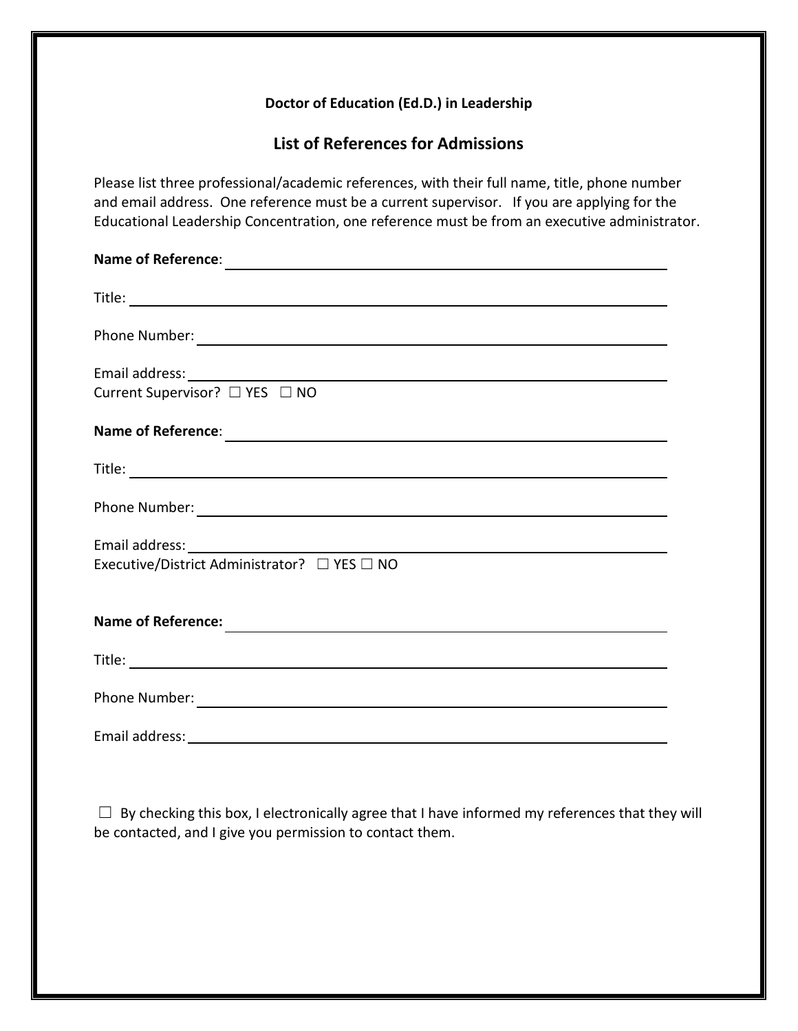**Doctor of Education (Ed.D.) in Leadership**

## List of References for Admissions

Please list three professional/academic references, with their full name, title, phone number and email address. One reference must be a current supervisor. If you are applying for the Educational Leadership Concentration, one reference must be from an executive administrator.

**Name of Reference**: ______________________________________________

Title: ______________________________________________

Phone Number: ______________________________________________

Email address: ______________________________________________

Current Supervisor? ☐ YES ☐ NO

**Name of Reference**: ______________________________________________

Title: ______________________________________________

Phone Number: ______________________________________________

Email address: ______________________________________________

Executive/District Administrator? ☐ YES ☐ NO

**Name of Reference:** ______________________________________________

Title: ______________________________________________

Phone Number: ______________________________________________

Email address: ______________________________________________

☐ By checking this box, I electronically agree that I have informed my references that they will be contacted, and I give you permission to contact them.